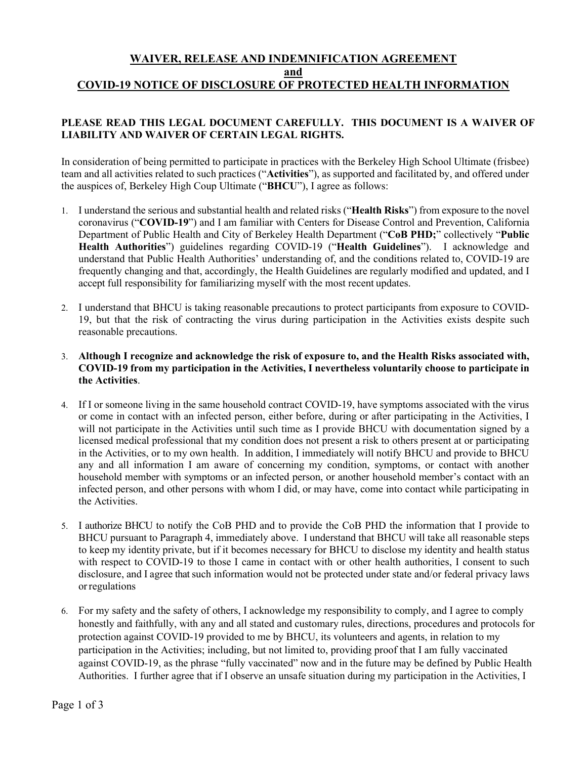# WAIVER, RELEASE AND INDEMNIFICATION AGREEMENT
# and
# COVID-19 NOTICE OF DISCLOSURE OF PROTECTED HEALTH INFORMATION

**PLEASE READ THIS LEGAL DOCUMENT CAREFULLY. THIS DOCUMENT IS A WAIVER OF LIABILITY AND WAIVER OF CERTAIN LEGAL RIGHTS.**

In consideration of being permitted to participate in practices with the Berkeley High School Ultimate (frisbee) team and all activities related to such practices ("**Activities**"), as supported and facilitated by, and offered under the auspices of, Berkeley High Coup Ultimate ("**BHCU**"), I agree as follows:

1. I understand the serious and substantial health and related risks ("**Health Risks**") from exposure to the novel coronavirus ("**COVID-19**") and I am familiar with Centers for Disease Control and Prevention, California Department of Public Health and City of Berkeley Health Department ("**CoB PHD;**" collectively "**Public Health Authorities**") guidelines regarding COVID-19 ("**Health Guidelines**"). I acknowledge and understand that Public Health Authorities' understanding of, and the conditions related to, COVID-19 are frequently changing and that, accordingly, the Health Guidelines are regularly modified and updated, and I accept full responsibility for familiarizing myself with the most recent updates.

2. I understand that BHCU is taking reasonable precautions to protect participants from exposure to COVID-19, but that the risk of contracting the virus during participation in the Activities exists despite such reasonable precautions.

3. **Although I recognize and acknowledge the risk of exposure to, and the Health Risks associated with, COVID-19 from my participation in the Activities, I nevertheless voluntarily choose to participate in the Activities**.

4. If I or someone living in the same household contract COVID-19, have symptoms associated with the virus or come in contact with an infected person, either before, during or after participating in the Activities, I will not participate in the Activities until such time as I provide BHCU with documentation signed by a licensed medical professional that my condition does not present a risk to others present at or participating in the Activities, or to my own health. In addition, I immediately will notify BHCU and provide to BHCU any and all information I am aware of concerning my condition, symptoms, or contact with another household member with symptoms or an infected person, or another household member's contact with an infected person, and other persons with whom I did, or may have, come into contact while participating in the Activities.

5. I authorize BHCU to notify the CoB PHD and to provide the CoB PHD the information that I provide to BHCU pursuant to Paragraph 4, immediately above. I understand that BHCU will take all reasonable steps to keep my identity private, but if it becomes necessary for BHCU to disclose my identity and health status with respect to COVID-19 to those I came in contact with or other health authorities, I consent to such disclosure, and I agree that such information would not be protected under state and/or federal privacy laws or regulations

6. For my safety and the safety of others, I acknowledge my responsibility to comply, and I agree to comply honestly and faithfully, with any and all stated and customary rules, directions, procedures and protocols for protection against COVID-19 provided to me by BHCU, its volunteers and agents, in relation to my participation in the Activities; including, but not limited to, providing proof that I am fully vaccinated against COVID-19, as the phrase "fully vaccinated" now and in the future may be defined by Public Health Authorities. I further agree that if I observe an unsafe situation during my participation in the Activities, I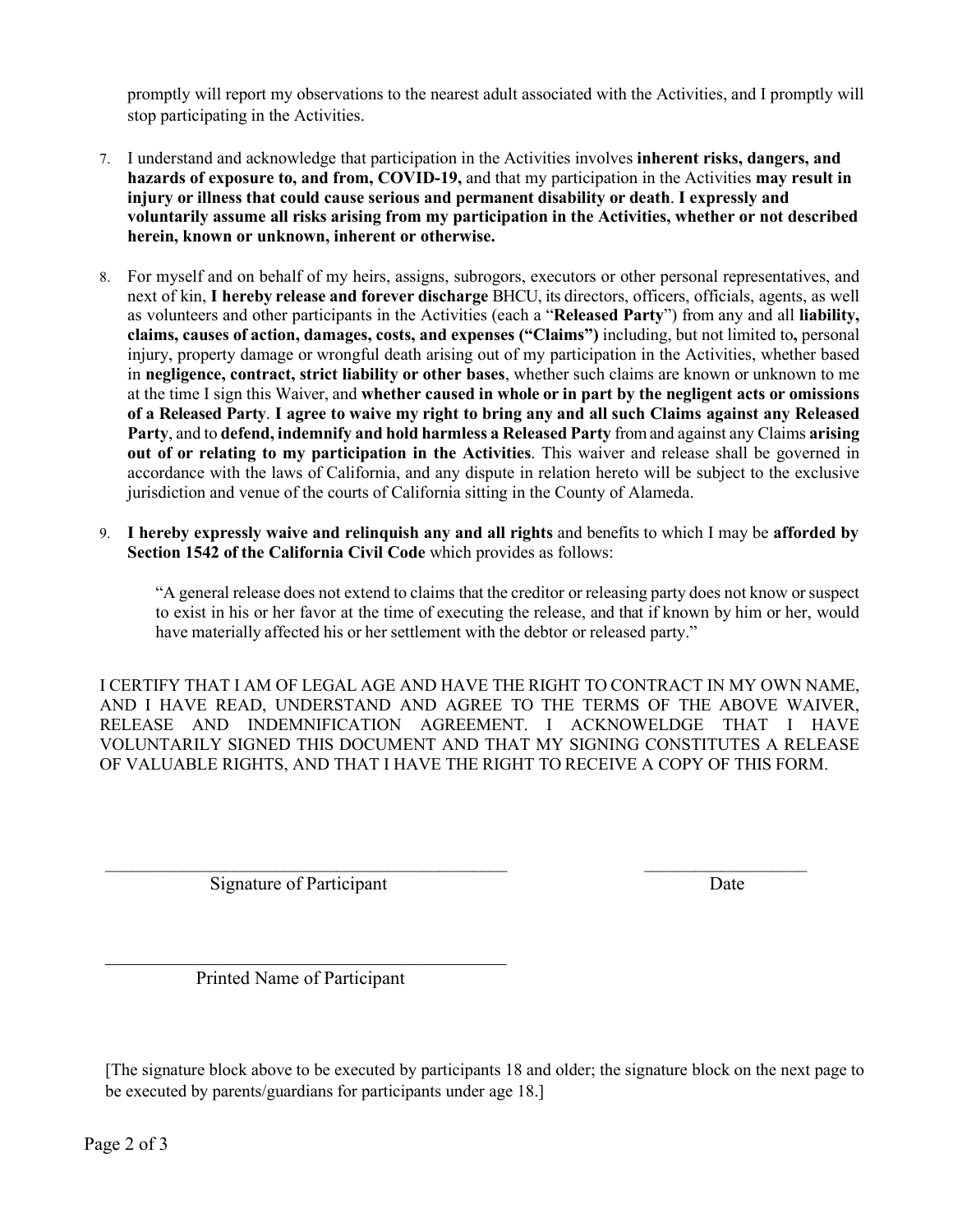promptly will report my observations to the nearest adult associated with the Activities, and I promptly will stop participating in the Activities.

7. I understand and acknowledge that participation in the Activities involves **inherent risks, dangers, and hazards of exposure to, and from, COVID-19,** and that my participation in the Activities **may result in injury or illness that could cause serious and permanent disability or death**. **I expressly and voluntarily assume all risks arising from my participation in the Activities, whether or not described herein, known or unknown, inherent or otherwise.**

8. For myself and on behalf of my heirs, assigns, subrogors, executors or other personal representatives, and next of kin, **I hereby release and forever discharge** BHCU, its directors, officers, officials, agents, as well as volunteers and other participants in the Activities (each a "**Released Party**") from any and all **liability, claims, causes of action, damages, costs, and expenses ("Claims")** including, but not limited to**,** personal injury, property damage or wrongful death arising out of my participation in the Activities, whether based in **negligence, contract, strict liability or other bases**, whether such claims are known or unknown to me at the time I sign this Waiver, and **whether caused in whole or in part by the negligent acts or omissions of a Released Party**. **I agree to waive my right to bring any and all such Claims against any Released Party**, and to **defend, indemnify and hold harmless a Released Party** from and against any Claims **arising out of or relating to my participation in the Activities**. This waiver and release shall be governed in accordance with the laws of California, and any dispute in relation hereto will be subject to the exclusive jurisdiction and venue of the courts of California sitting in the County of Alameda.

9. **I hereby expressly waive and relinquish any and all rights** and benefits to which I may be **afforded by Section 1542 of the California Civil Code** which provides as follows:

   "A general release does not extend to claims that the creditor or releasing party does not know or suspect to exist in his or her favor at the time of executing the release, and that if known by him or her, would have materially affected his or her settlement with the debtor or released party."

I CERTIFY THAT I AM OF LEGAL AGE AND HAVE THE RIGHT TO CONTRACT IN MY OWN NAME, AND I HAVE READ, UNDERSTAND AND AGREE TO THE TERMS OF THE ABOVE WAIVER, RELEASE AND INDEMNIFICATION AGREEMENT. I ACKNOWELDGE THAT I HAVE VOLUNTARILY SIGNED THIS DOCUMENT AND THAT MY SIGNING CONSTITUTES A RELEASE OF VALUABLE RIGHTS, AND THAT I HAVE THE RIGHT TO RECEIVE A COPY OF THIS FORM.

_______________________________________________ __________________

Signature of Participant Date

_______________________________________________

Printed Name of Participant

[The signature block above to be executed by participants 18 and older; the signature block on the next page to be executed by parents/guardians for participants under age 18.]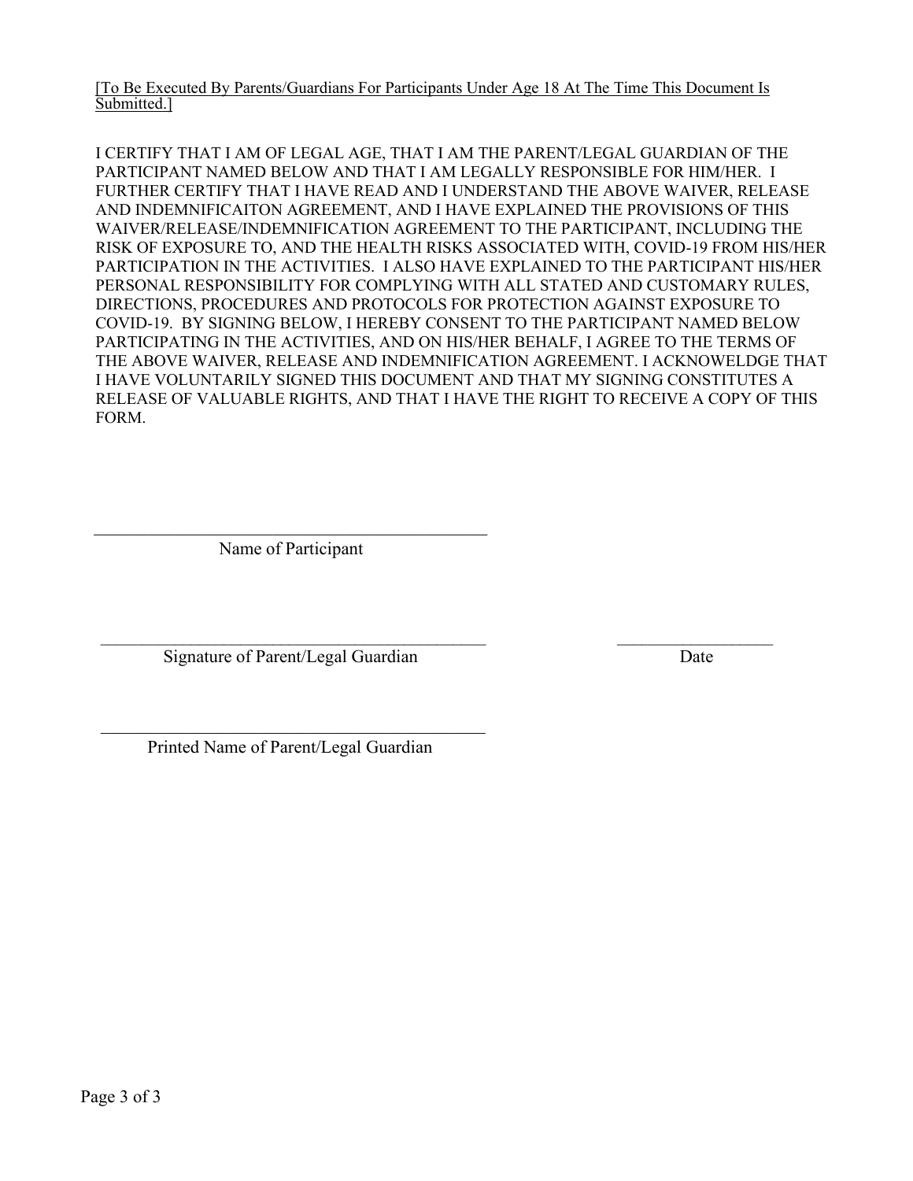[To Be Executed By Parents/Guardians For Participants Under Age 18 At The Time This Document Is Submitted.]

I CERTIFY THAT I AM OF LEGAL AGE, THAT I AM THE PARENT/LEGAL GUARDIAN OF THE PARTICIPANT NAMED BELOW AND THAT I AM LEGALLY RESPONSIBLE FOR HIM/HER. I FURTHER CERTIFY THAT I HAVE READ AND I UNDERSTAND THE ABOVE WAIVER, RELEASE AND INDEMNIFICAITON AGREEMENT, AND I HAVE EXPLAINED THE PROVISIONS OF THIS WAIVER/RELEASE/INDEMNIFICATION AGREEMENT TO THE PARTICIPANT, INCLUDING THE RISK OF EXPOSURE TO, AND THE HEALTH RISKS ASSOCIATED WITH, COVID-19 FROM HIS/HER PARTICIPATION IN THE ACTIVITIES. I ALSO HAVE EXPLAINED TO THE PARTICIPANT HIS/HER PERSONAL RESPONSIBILITY FOR COMPLYING WITH ALL STATED AND CUSTOMARY RULES, DIRECTIONS, PROCEDURES AND PROTOCOLS FOR PROTECTION AGAINST EXPOSURE TO COVID-19. BY SIGNING BELOW, I HEREBY CONSENT TO THE PARTICIPANT NAMED BELOW PARTICIPATING IN THE ACTIVITIES, AND ON HIS/HER BEHALF, I AGREE TO THE TERMS OF THE ABOVE WAIVER, RELEASE AND INDEMNIFICATION AGREEMENT. I ACKNOWELDGE THAT I HAVE VOLUNTARILY SIGNED THIS DOCUMENT AND THAT MY SIGNING CONSTITUTES A RELEASE OF VALUABLE RIGHTS, AND THAT I HAVE THE RIGHT TO RECEIVE A COPY OF THIS FORM.

______________________________________________
Name of Participant

______________________________________________ __________________
Signature of Parent/Legal Guardian Date

______________________________________________
Printed Name of Parent/Legal Guardian